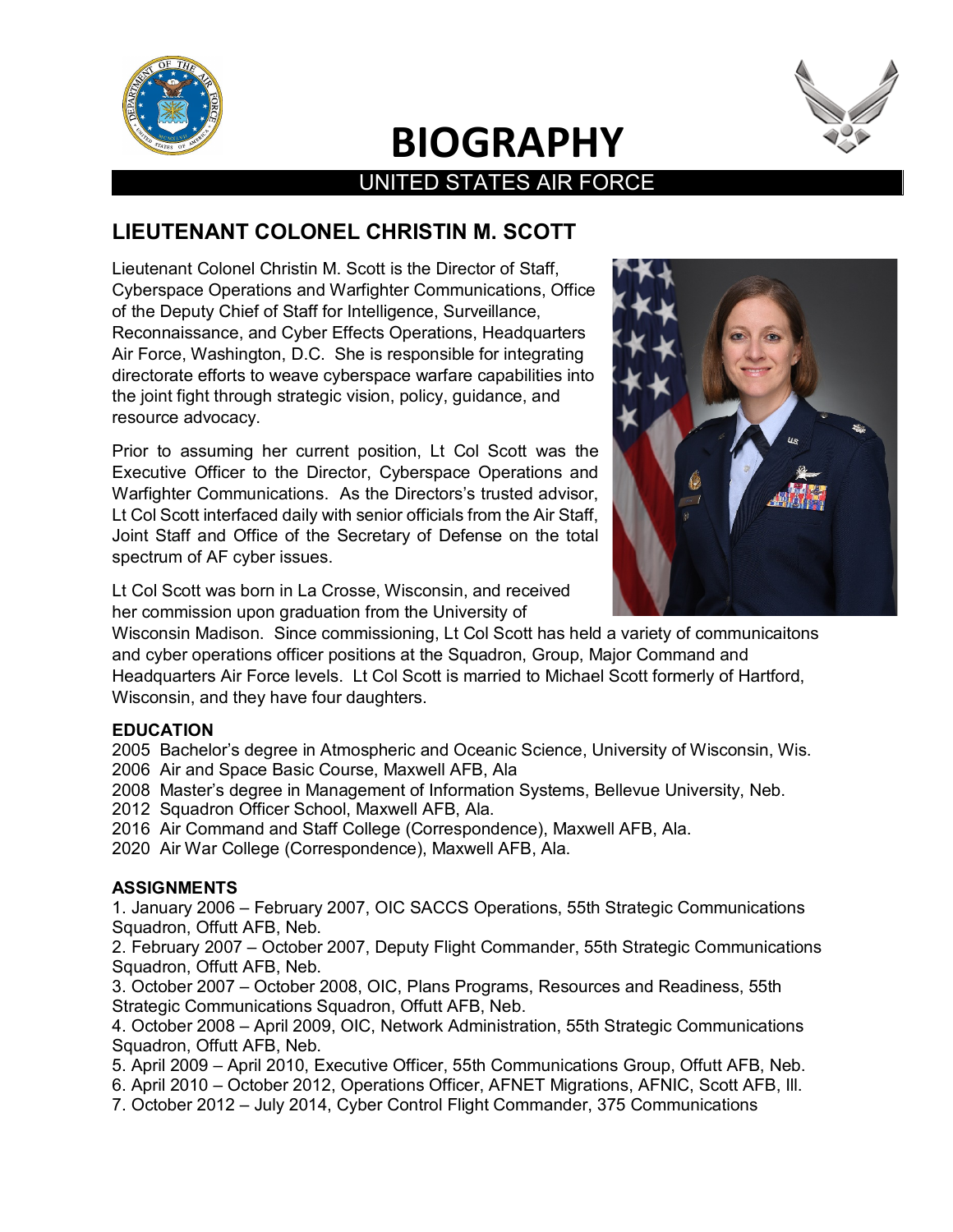# BIOGRAPHY

UNITED STATES AIR FORCE

## LIEUTENANT COLONEL CHRISTIN M. SCOTT

Lieutenant Colonel Christin M. Scott is the Director of Staff, Cyberspace Operations and Warfighter Communications, Office of the Deputy Chief of Staff for Intelligence, Surveillance, Reconnaissance, and Cyber Effects Operations, Headquarters Air Force, Washington, D.C. She is responsible for integrating directorate efforts to weave cyberspace warfare capabilities into the joint fight through strategic vision, policy, guidance, and resource advocacy.

Prior to assuming her current position, Lt Col Scott was the Executive Officer to the Director, Cyberspace Operations and Warfighter Communications. As the Directors's trusted advisor, Lt Col Scott interfaced daily with senior officials from the Air Staff, Joint Staff and Office of the Secretary of Defense on the total spectrum of AF cyber issues.

Lt Col Scott was born in La Crosse, Wisconsin, and received her commission upon graduation from the University of Wisconsin Madison. Since commissioning, Lt Col Scott has held a variety of communicaitons and cyber operations officer positions at the Squadron, Group, Major Command and Headquarters Air Force levels. Lt Col Scott is married to Michael Scott formerly of Hartford, Wisconsin, and they have four daughters.

**EDUCATION**

2005 Bachelor's degree in Atmospheric and Oceanic Science, University of Wisconsin, Wis.
2006 Air and Space Basic Course, Maxwell AFB, Ala
2008 Master's degree in Management of Information Systems, Bellevue University, Neb.
2012 Squadron Officer School, Maxwell AFB, Ala.
2016 Air Command and Staff College (Correspondence), Maxwell AFB, Ala.
2020 Air War College (Correspondence), Maxwell AFB, Ala.

**ASSIGNMENTS**

1. January 2006 – February 2007, OIC SACCS Operations, 55th Strategic Communications Squadron, Offutt AFB, Neb.
2. February 2007 – October 2007, Deputy Flight Commander, 55th Strategic Communications Squadron, Offutt AFB, Neb.
3. October 2007 – October 2008, OIC, Plans Programs, Resources and Readiness, 55th Strategic Communications Squadron, Offutt AFB, Neb.
4. October 2008 – April 2009, OIC, Network Administration, 55th Strategic Communications Squadron, Offutt AFB, Neb.
5. April 2009 – April 2010, Executive Officer, 55th Communications Group, Offutt AFB, Neb.
6. April 2010 – October 2012, Operations Officer, AFNET Migrations, AFNIC, Scott AFB, Ill.
7. October 2012 – July 2014, Cyber Control Flight Commander, 375 Communications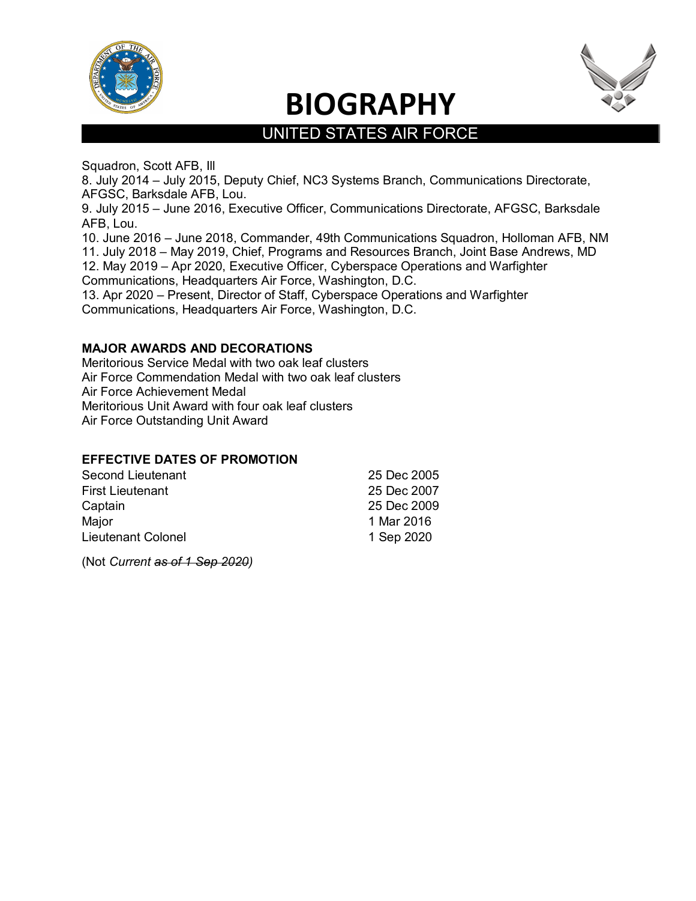Squadron, Scott AFB, Ill
8. July 2014 – July 2015, Deputy Chief, NC3 Systems Branch, Communications Directorate, AFGSC, Barksdale AFB, Lou.
9. July 2015 – June 2016, Executive Officer, Communications Directorate, AFGSC, Barksdale AFB, Lou.
10. June 2016 – June 2018, Commander, 49th Communications Squadron, Holloman AFB, NM
11. July 2018 – May 2019, Chief, Programs and Resources Branch, Joint Base Andrews, MD
12. May 2019 – Apr 2020, Executive Officer, Cyberspace Operations and Warfighter Communications, Headquarters Air Force, Washington, D.C.
13. Apr 2020 – Present, Director of Staff, Cyberspace Operations and Warfighter Communications, Headquarters Air Force, Washington, D.C.

**MAJOR AWARDS AND DECORATIONS**

Meritorious Service Medal with two oak leaf clusters
Air Force Commendation Medal with two oak leaf clusters
Air Force Achievement Medal
Meritorious Unit Award with four oak leaf clusters
Air Force Outstanding Unit Award

**EFFECTIVE DATES OF PROMOTION**

| | |
|---|---|
| Second Lieutenant | 25 Dec 2005 |
| First Lieutenant | 25 Dec 2007 |
| Captain | 25 Dec 2009 |
| Major | 1 Mar 2016 |
| Lieutenant Colonel | 1 Sep 2020 |

(Not *Current ~~as of 1 Sep 2020~~)*